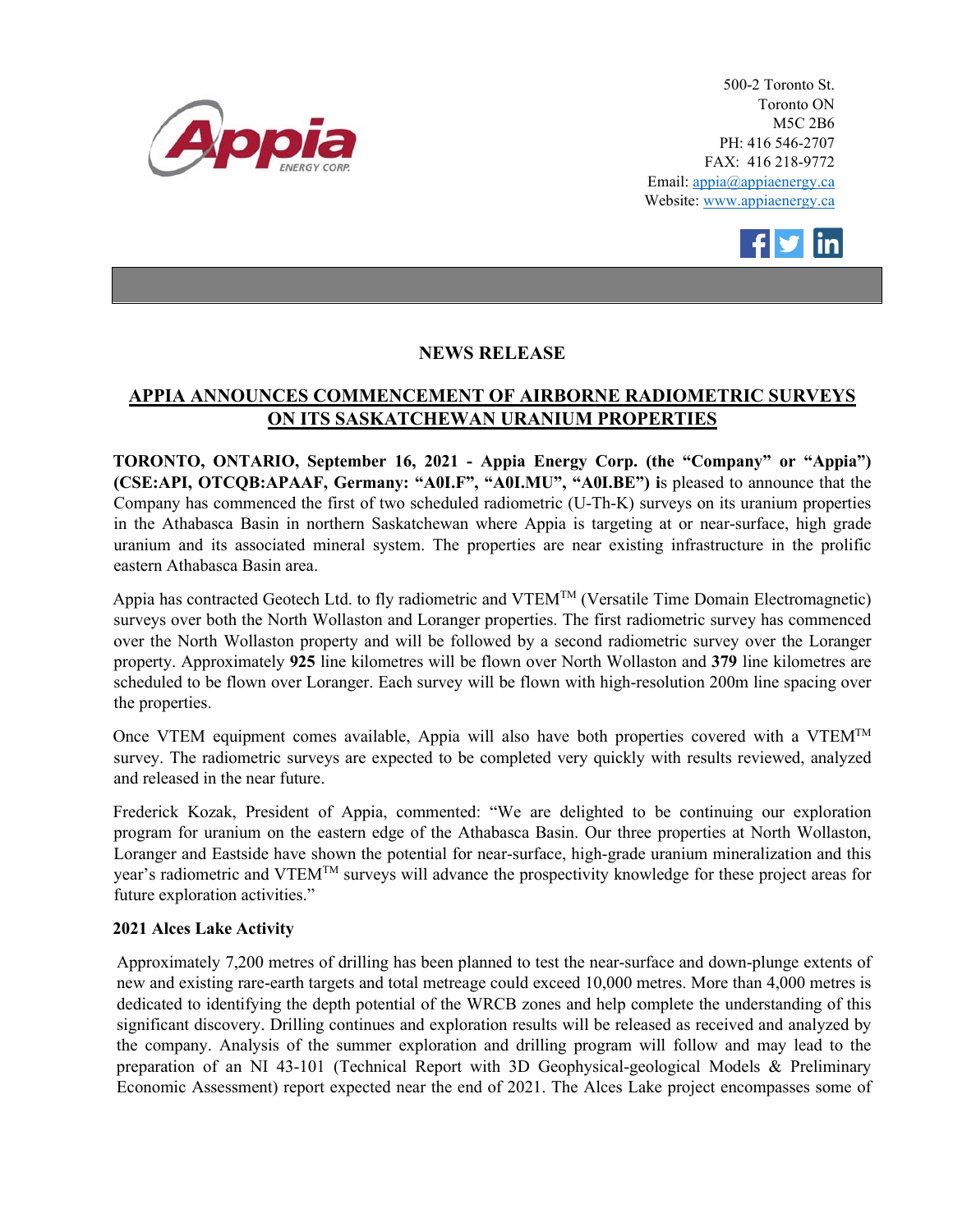500-2 Toronto St.
Toronto ON
M5C 2B6
PH: 416 546-2707
FAX: 416 218-9772
Email: appia@appiaenergy.ca
Website: www.appiaenergy.ca

# NEWS RELEASE

## APPIA ANNOUNCES COMMENCEMENT OF AIRBORNE RADIOMETRIC SURVEYS ON ITS SASKATCHEWAN URANIUM PROPERTIES

**TORONTO, ONTARIO, September 16, 2021 - Appia Energy Corp. (the "Company" or "Appia") (CSE:API, OTCQB:APAAF, Germany: "A0I.F", "A0I.MU", "A0I.BE") i**s pleased to announce that the Company has commenced the first of two scheduled radiometric (U-Th-K) surveys on its uranium properties in the Athabasca Basin in northern Saskatchewan where Appia is targeting at or near-surface, high grade uranium and its associated mineral system. The properties are near existing infrastructure in the prolific eastern Athabasca Basin area.

Appia has contracted Geotech Ltd. to fly radiometric and VTEM™ (Versatile Time Domain Electromagnetic) surveys over both the North Wollaston and Loranger properties. The first radiometric survey has commenced over the North Wollaston property and will be followed by a second radiometric survey over the Loranger property. Approximately **925** line kilometres will be flown over North Wollaston and **379** line kilometres are scheduled to be flown over Loranger. Each survey will be flown with high-resolution 200m line spacing over the properties.

Once VTEM equipment comes available, Appia will also have both properties covered with a VTEM™ survey. The radiometric surveys are expected to be completed very quickly with results reviewed, analyzed and released in the near future.

Frederick Kozak, President of Appia, commented: "We are delighted to be continuing our exploration program for uranium on the eastern edge of the Athabasca Basin. Our three properties at North Wollaston, Loranger and Eastside have shown the potential for near-surface, high-grade uranium mineralization and this year's radiometric and VTEM™ surveys will advance the prospectivity knowledge for these project areas for future exploration activities."

### 2021 Alces Lake Activity

Approximately 7,200 metres of drilling has been planned to test the near-surface and down-plunge extents of new and existing rare-earth targets and total metreage could exceed 10,000 metres. More than 4,000 metres is dedicated to identifying the depth potential of the WRCB zones and help complete the understanding of this significant discovery. Drilling continues and exploration results will be released as received and analyzed by the company. Analysis of the summer exploration and drilling program will follow and may lead to the preparation of an NI 43-101 (Technical Report with 3D Geophysical-geological Models & Preliminary Economic Assessment) report expected near the end of 2021. The Alces Lake project encompasses some of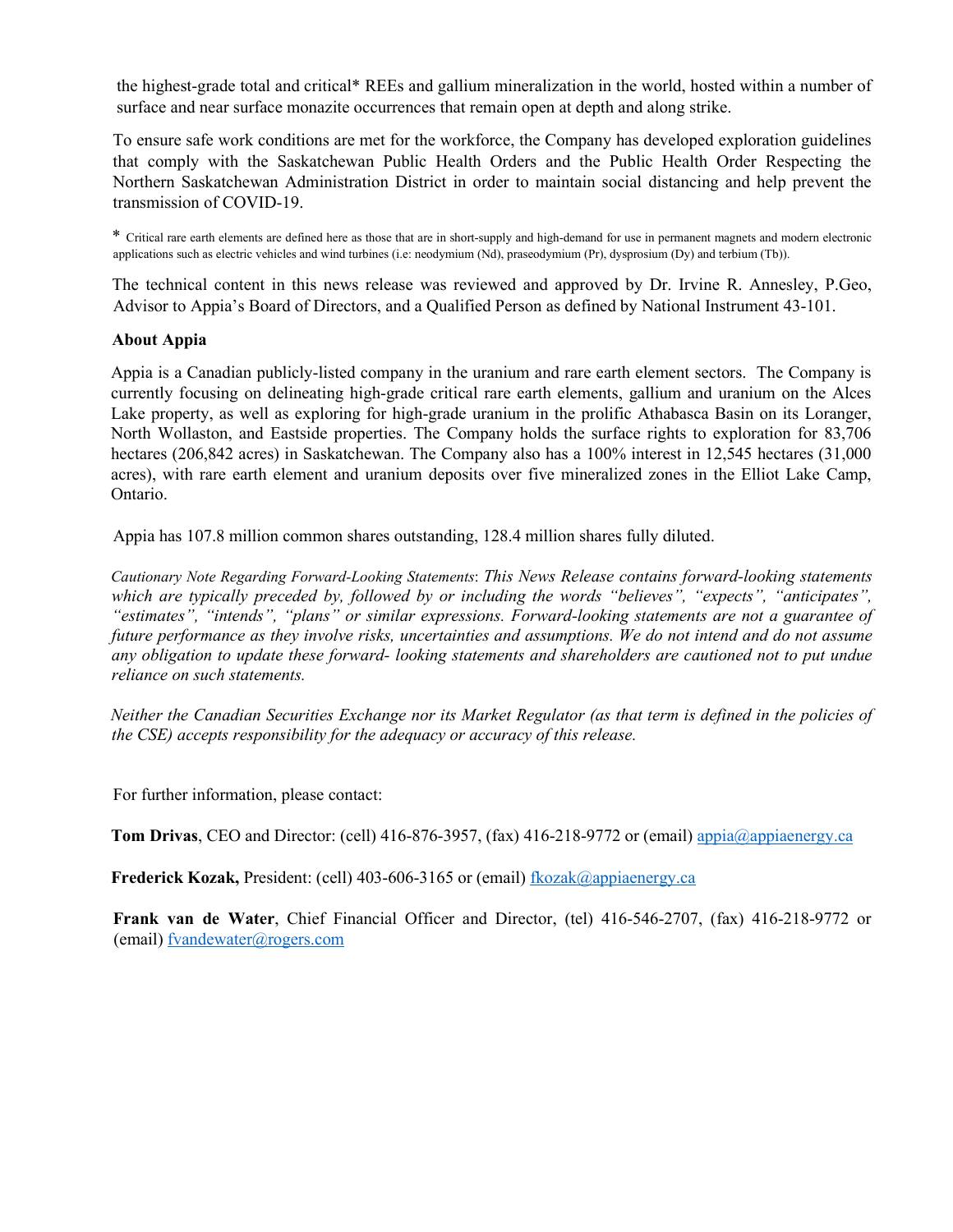the highest-grade total and critical* REEs and gallium mineralization in the world, hosted within a number of surface and near surface monazite occurrences that remain open at depth and along strike.

To ensure safe work conditions are met for the workforce, the Company has developed exploration guidelines that comply with the Saskatchewan Public Health Orders and the Public Health Order Respecting the Northern Saskatchewan Administration District in order to maintain social distancing and help prevent the transmission of COVID-19.

* Critical rare earth elements are defined here as those that are in short-supply and high-demand for use in permanent magnets and modern electronic applications such as electric vehicles and wind turbines (i.e: neodymium (Nd), praseodymium (Pr), dysprosium (Dy) and terbium (Tb)).

The technical content in this news release was reviewed and approved by Dr. Irvine R. Annesley, P.Geo, Advisor to Appia's Board of Directors, and a Qualified Person as defined by National Instrument 43-101.

**About Appia**

Appia is a Canadian publicly-listed company in the uranium and rare earth element sectors. The Company is currently focusing on delineating high-grade critical rare earth elements, gallium and uranium on the Alces Lake property, as well as exploring for high-grade uranium in the prolific Athabasca Basin on its Loranger, North Wollaston, and Eastside properties. The Company holds the surface rights to exploration for 83,706 hectares (206,842 acres) in Saskatchewan. The Company also has a 100% interest in 12,545 hectares (31,000 acres), with rare earth element and uranium deposits over five mineralized zones in the Elliot Lake Camp, Ontario.

Appia has 107.8 million common shares outstanding, 128.4 million shares fully diluted.

*Cautionary Note Regarding Forward-Looking Statements*: *This News Release contains forward-looking statements which are typically preceded by, followed by or including the words "believes", "expects", "anticipates", "estimates", "intends", "plans" or similar expressions. Forward-looking statements are not a guarantee of future performance as they involve risks, uncertainties and assumptions. We do not intend and do not assume any obligation to update these forward- looking statements and shareholders are cautioned not to put undue reliance on such statements.*

*Neither the Canadian Securities Exchange nor its Market Regulator (as that term is defined in the policies of the CSE) accepts responsibility for the adequacy or accuracy of this release.*

For further information, please contact:

**Tom Drivas**, CEO and Director: (cell) 416-876-3957, (fax) 416-218-9772 or (email) appia@appiaenergy.ca

**Frederick Kozak,** President: (cell) 403-606-3165 or (email) fkozak@appiaenergy.ca

**Frank van de Water**, Chief Financial Officer and Director, (tel) 416-546-2707, (fax) 416-218-9772 or (email) fvandewater@rogers.com